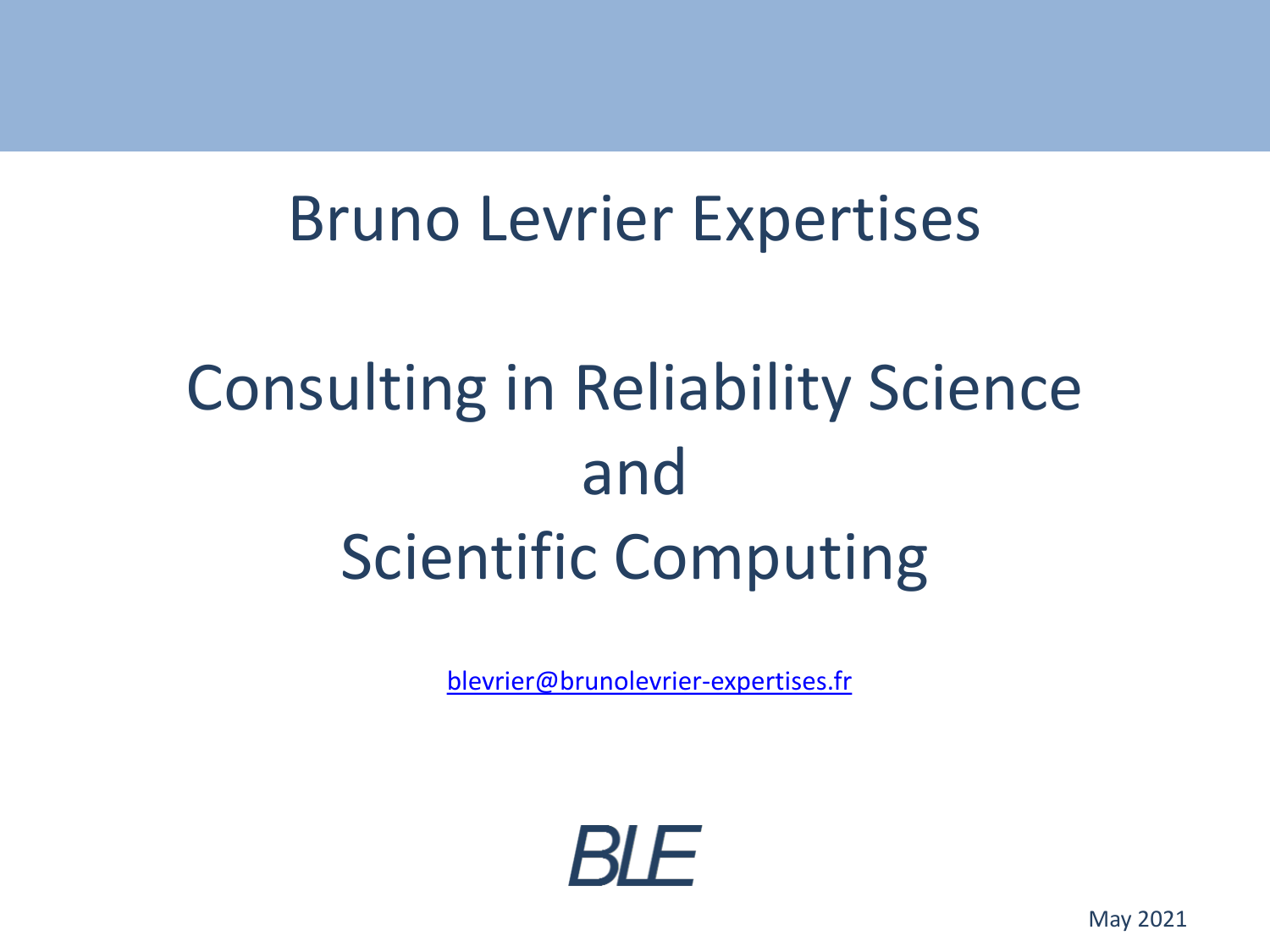# Bruno Levrier Expertises

## Consulting in Reliability Science and Scientific Computing

[blevrier@brunolevrier-expertises.fr](mailto:blevrier@brunolevrier-expertises.fr)

BLE

May 2021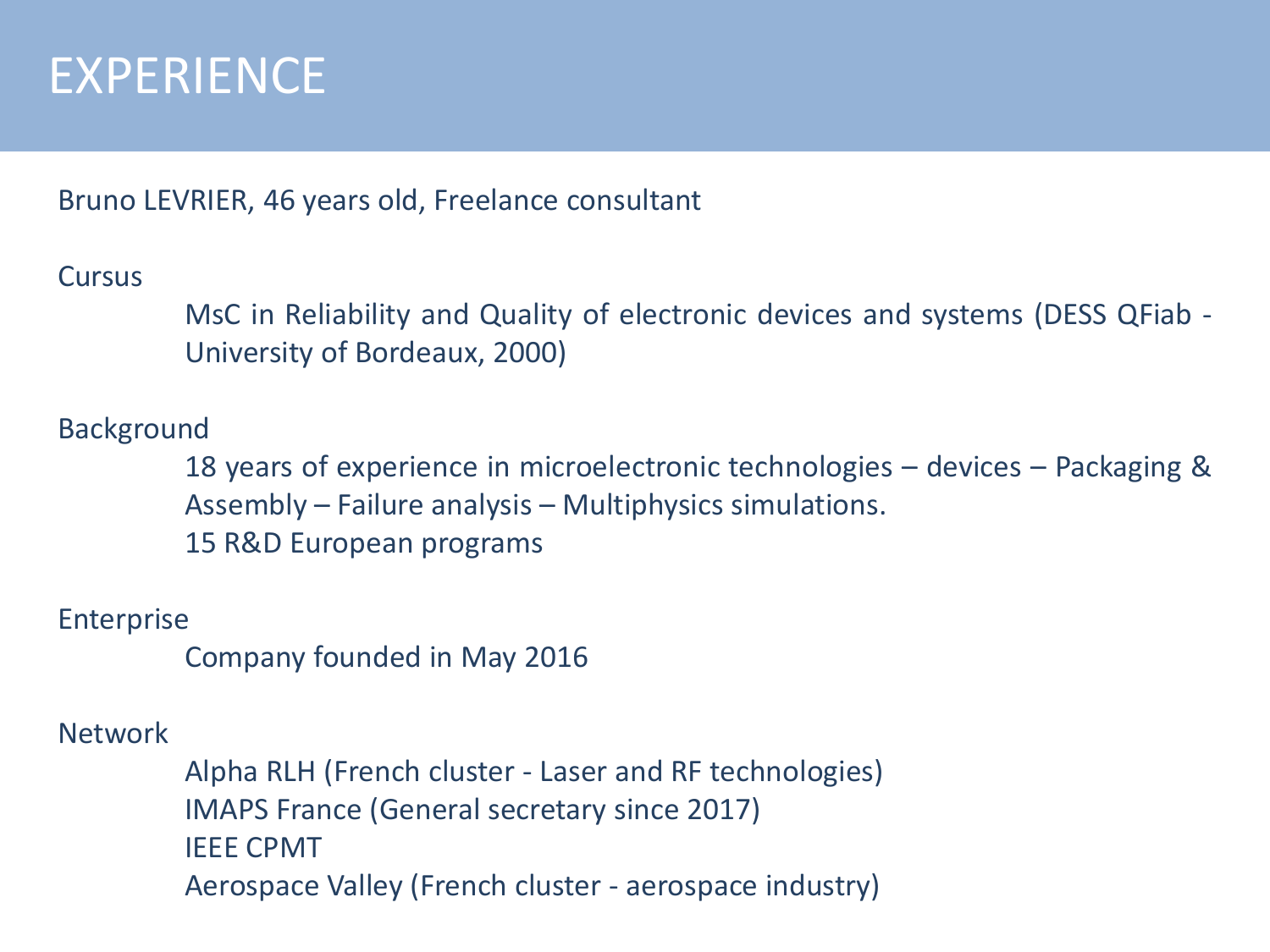# EXPERIENCE

Bruno LEVRIER, 46 years old, Freelance consultant

Cursus

MsC in Reliability and Quality of electronic devices and systems (DESS QFiab - University of Bordeaux, 2000)

Background

18 years of experience in microelectronic technologies – devices – Packaging & Assembly – Failure analysis – Multiphysics simulations.
15 R&D European programs

Enterprise

Company founded in May 2016

Network

Alpha RLH (French cluster - Laser and RF technologies)
IMAPS France (General secretary since 2017)
IEEE CPMT
Aerospace Valley (French cluster - aerospace industry)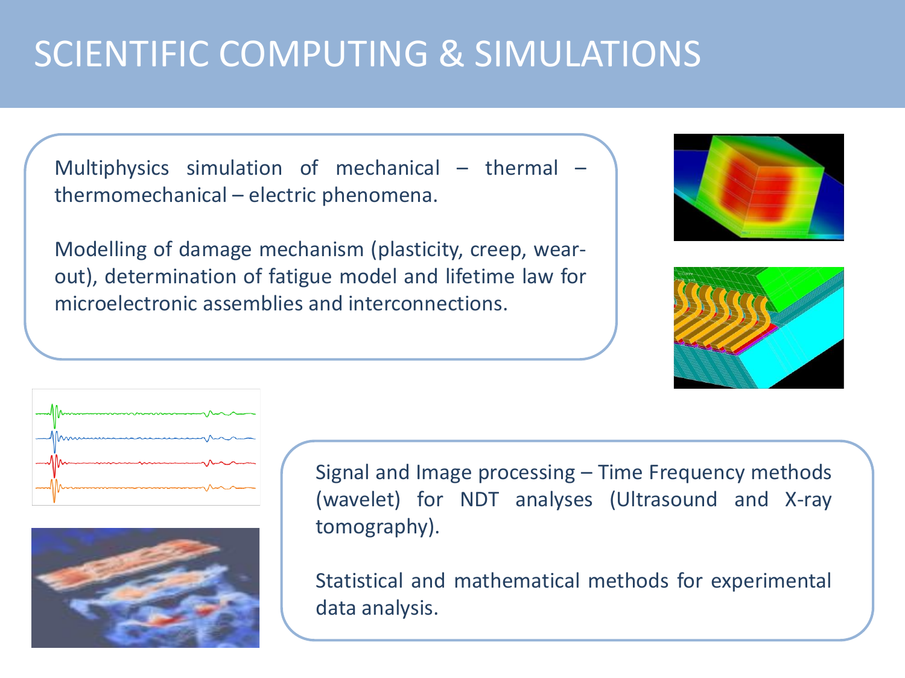# SCIENTIFIC COMPUTING & SIMULATIONS

Multiphysics simulation of mechanical – thermal – thermomechanical – electric phenomena.

Modelling of damage mechanism (plasticity, creep, wear-out), determination of fatigue model and lifetime law for microelectronic assemblies and interconnections.

Signal and Image processing – Time Frequency methods (wavelet) for NDT analyses (Ultrasound and X-ray tomography).

Statistical and mathematical methods for experimental data analysis.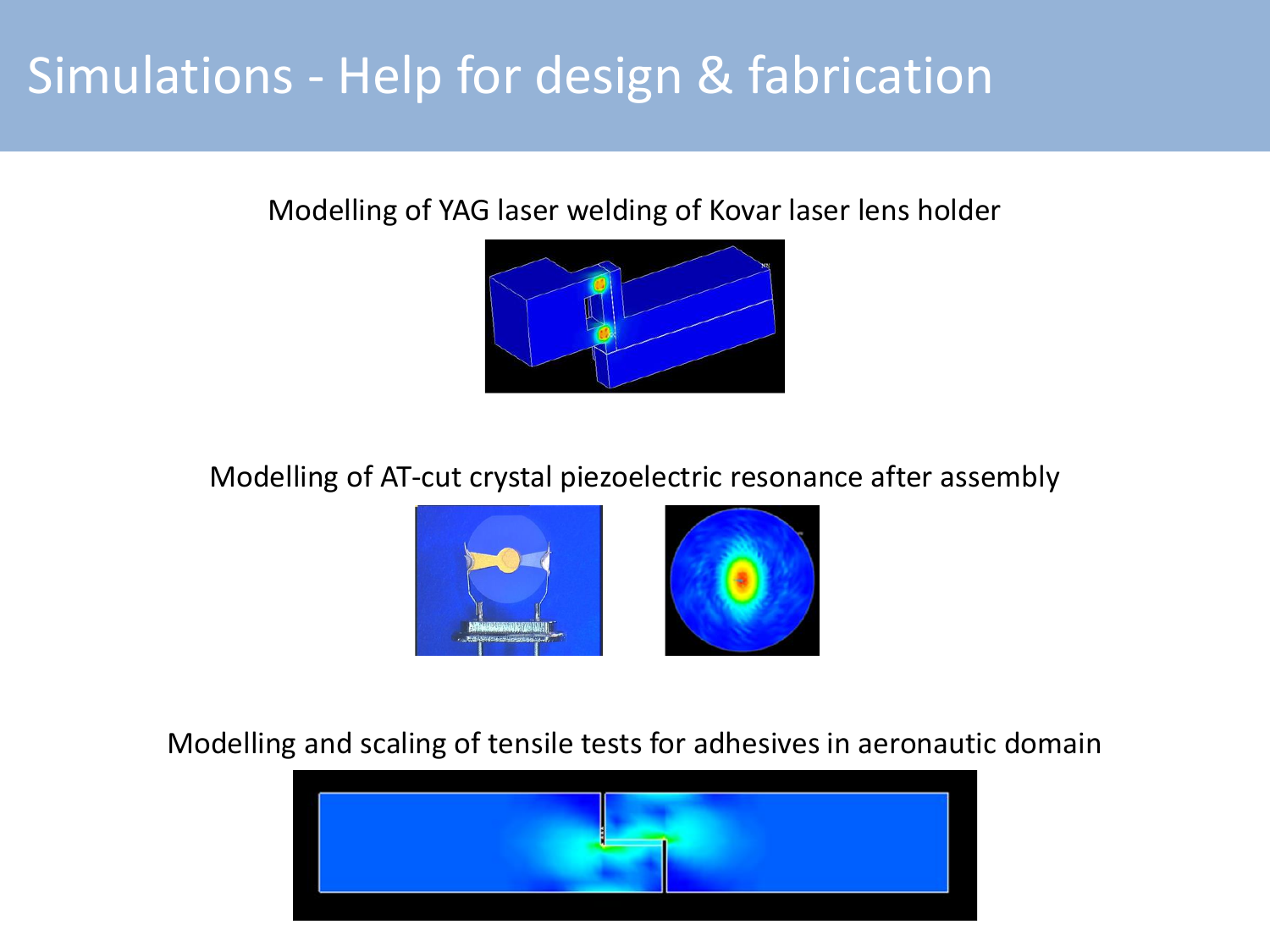# Simulations - Help for design & fabrication

Modelling of YAG laser welding of Kovar laser lens holder

Modelling of AT-cut crystal piezoelectric resonance after assembly

Modelling and scaling of tensile tests for adhesives in aeronautic domain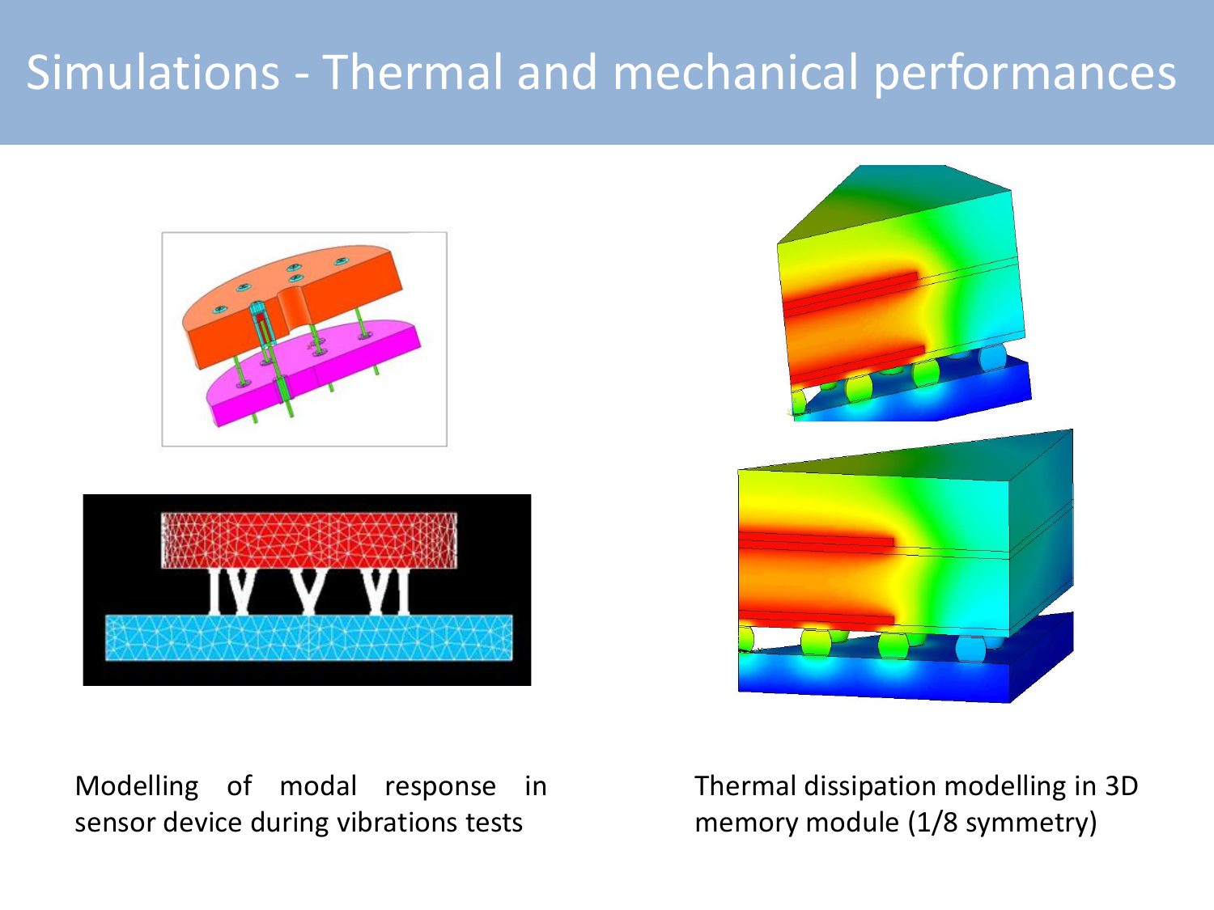# Simulations - Thermal and mechanical performances

Modelling of modal response in sensor device during vibrations tests

Thermal dissipation modelling in 3D memory module (1/8 symmetry)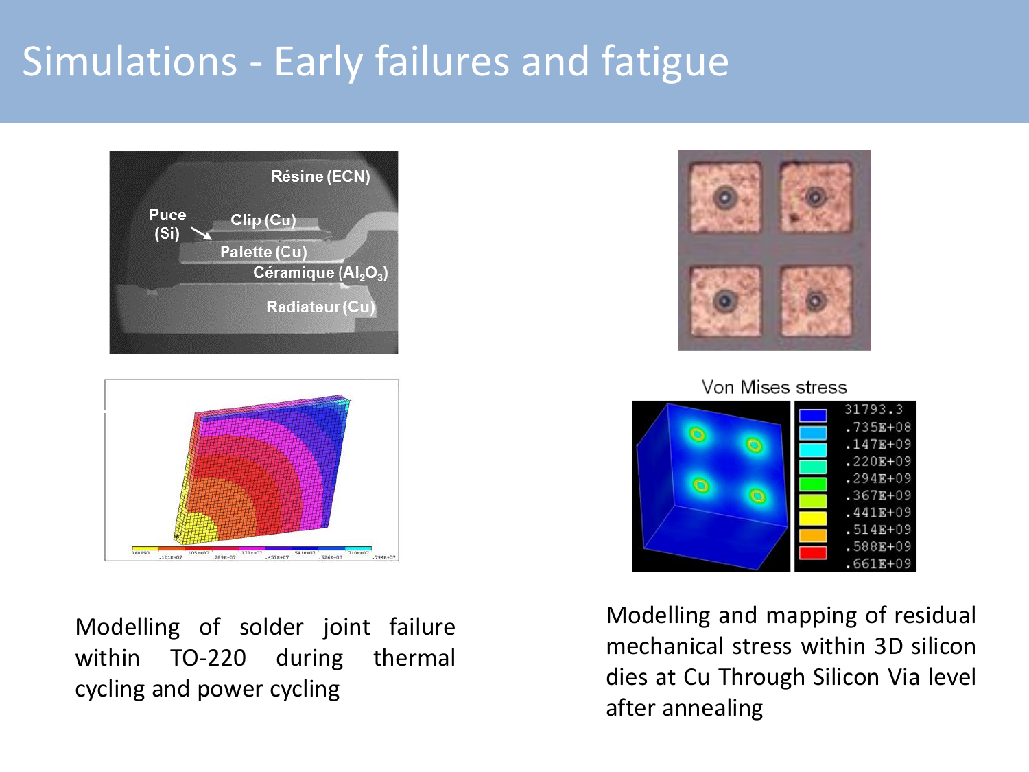# Simulations - Early failures and fatigue

Modelling of solder joint failure within TO-220 during thermal cycling and power cycling

Modelling and mapping of residual mechanical stress within 3D silicon dies at Cu Through Silicon Via level after annealing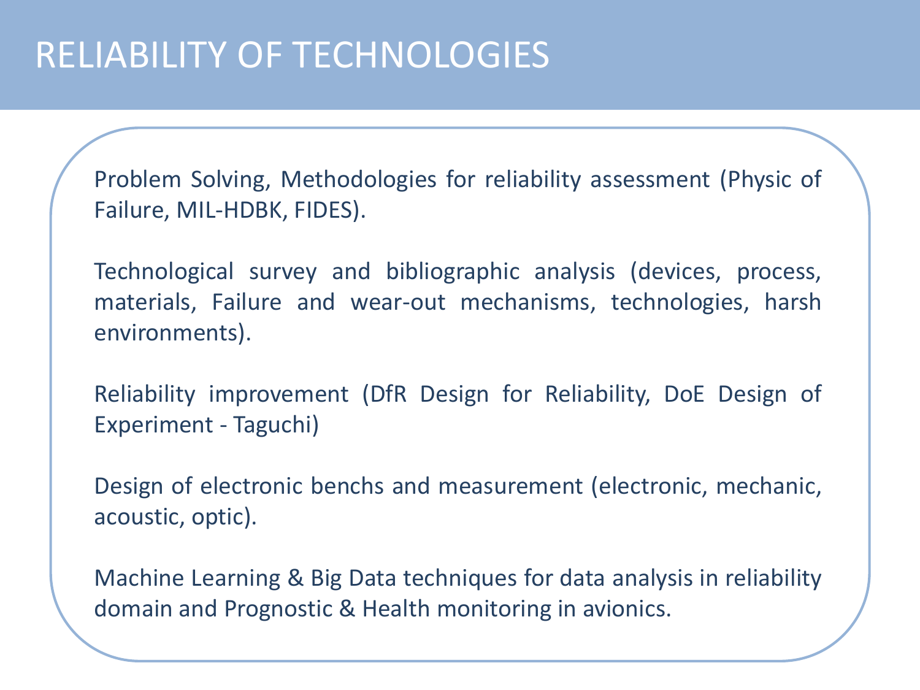# RELIABILITY OF TECHNOLOGIES

Problem Solving, Methodologies for reliability assessment (Physic of Failure, MIL-HDBK, FIDES).

Technological survey and bibliographic analysis (devices, process, materials, Failure and wear-out mechanisms, technologies, harsh environments).

Reliability improvement (DfR Design for Reliability, DoE Design of Experiment - Taguchi)

Design of electronic benchs and measurement (electronic, mechanic, acoustic, optic).

Machine Learning & Big Data techniques for data analysis in reliability domain and Prognostic & Health monitoring in avionics.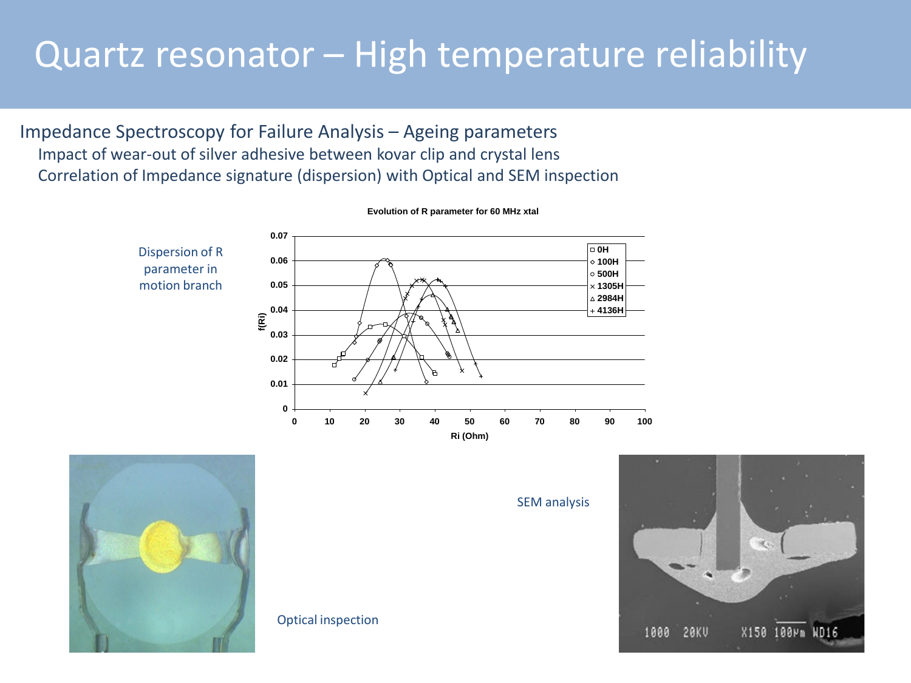# Quartz resonator – High temperature reliability

Impedance Spectroscopy for Failure Analysis – Ageing parameters

- Impact of wear-out of silver adhesive between kovar clip and crystal lens
- Correlation of Impedance signature (dispersion) with Optical and SEM inspection

Dispersion of R parameter in motion branch

**Evolution of R parameter for 60 MHz xtal**

f(Ri) vs. Ri (Ohm); legend: 0H, 100H, 500H, 1305H, 2984H, 4136H

Optical inspection

SEM analysis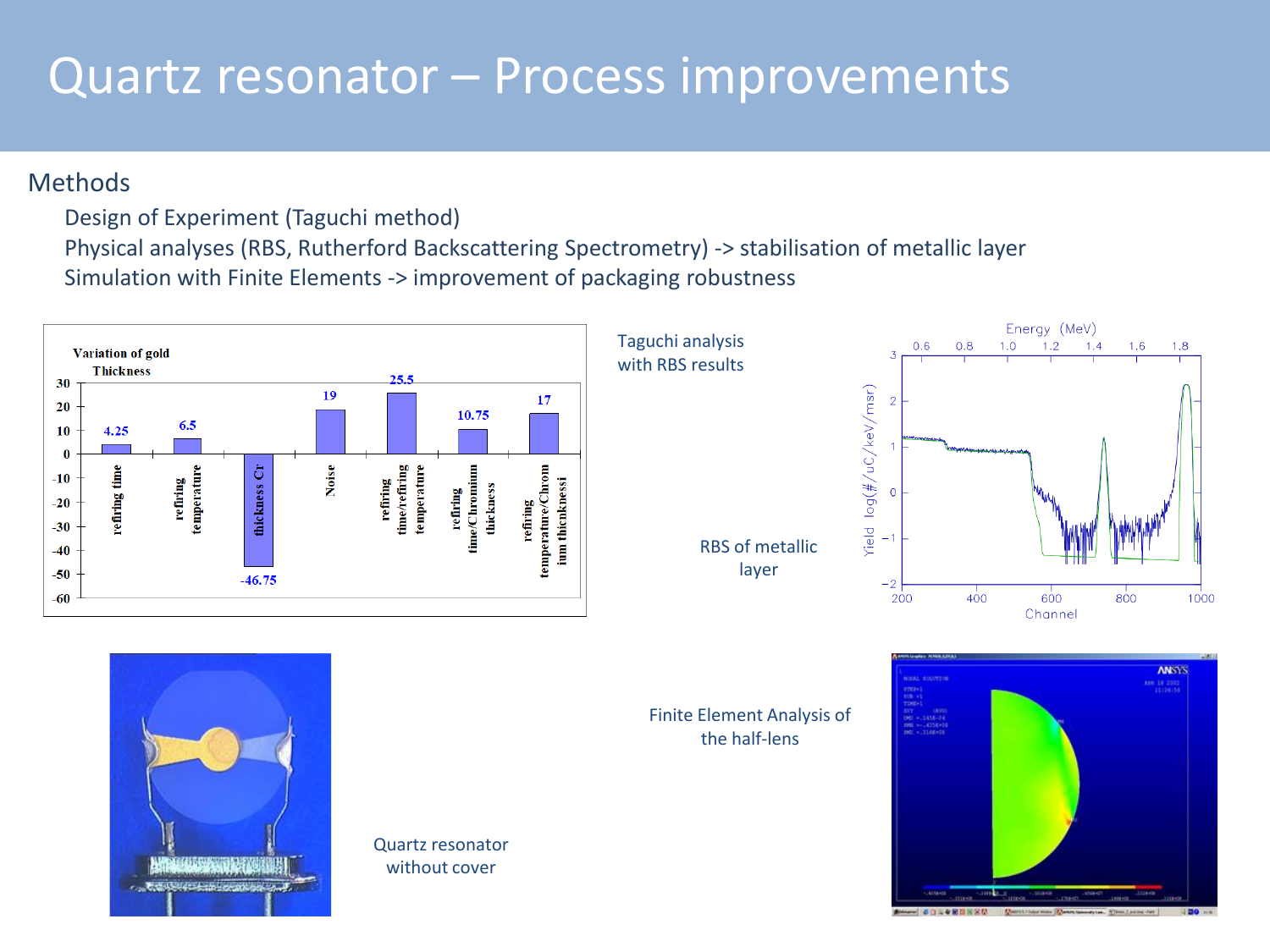# Quartz resonator – Process improvements

Methods

- Design of Experiment (Taguchi method)
- Physical analyses (RBS, Rutherford Backscattering Spectrometry) -> stabilisation of metallic layer
- Simulation with Finite Elements -> improvement of packaging robustness

Variation of gold Thickness

| Factor | Value |
|---|---|
| refiring time | 4.25 |
| refiring temperature | 6.5 |
| thickness Cr | -46.75 |
| Noise | 19 |
| refiring time/refiring temperature | 25.5 |
| refiring time/Chromium thickness | 10.75 |
| refiring temperature/Chromium thicknessi | 17 |

Taguchi analysis with RBS results

RBS of metallic layer

Quartz resonator without cover

Finite Element Analysis of the half-lens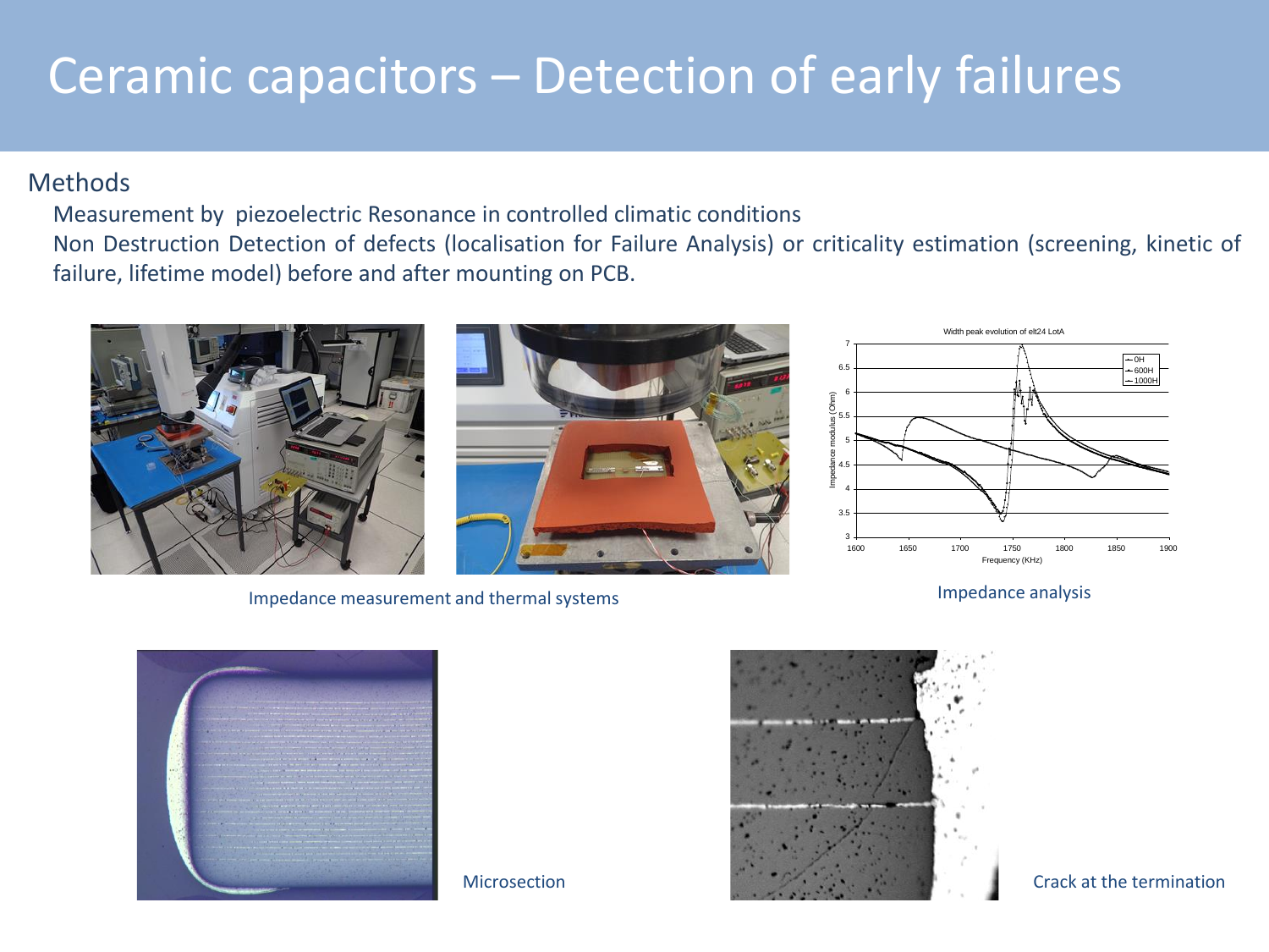# Ceramic capacitors – Detection of early failures

Methods

Measurement by piezoelectric Resonance in controlled climatic conditions

Non Destruction Detection of defects (localisation for Failure Analysis) or criticality estimation (screening, kinetic of failure, lifetime model) before and after mounting on PCB.

Impedance measurement and thermal systems

Impedance analysis

Microsection

Crack at the termination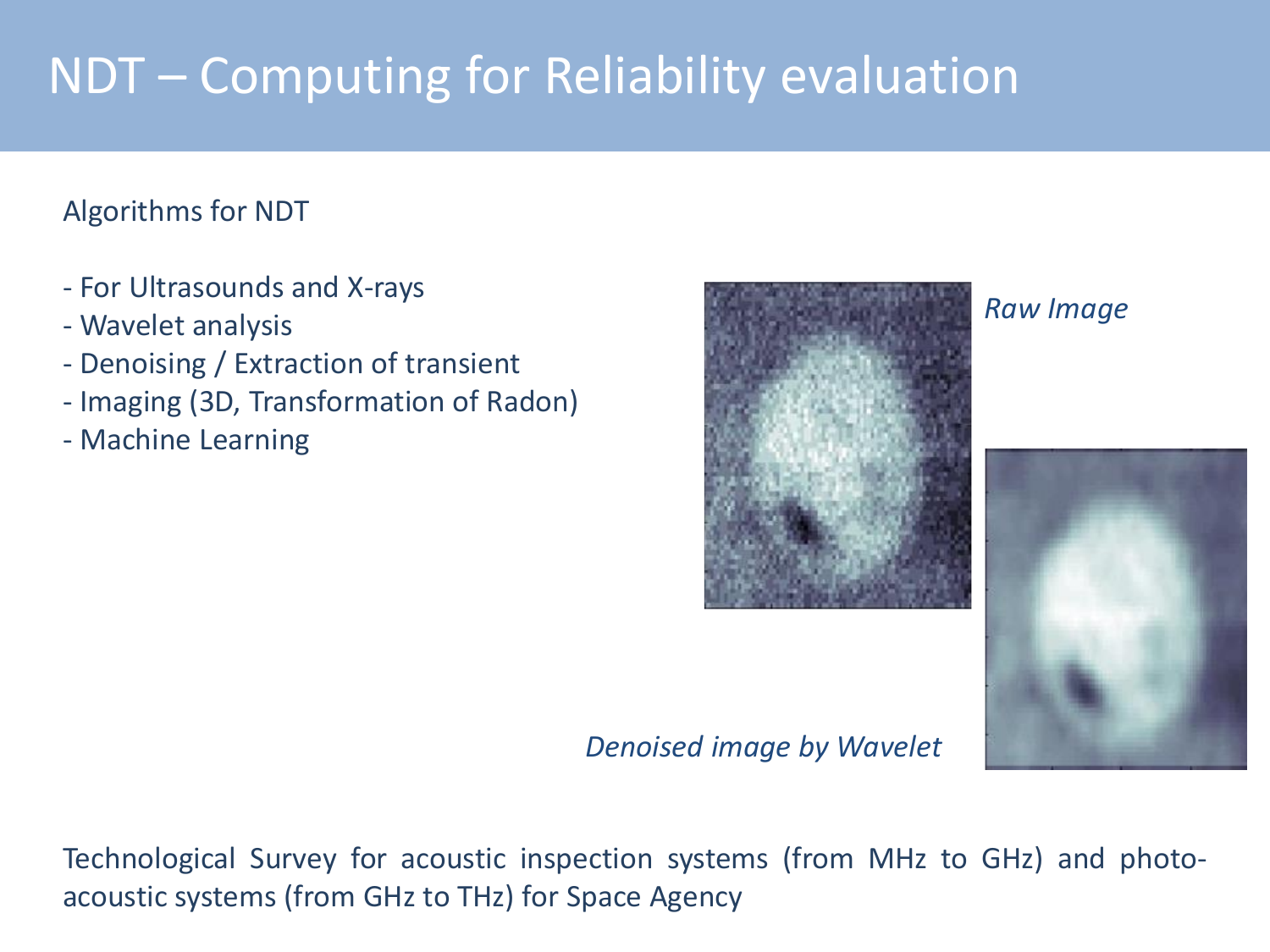# NDT – Computing for Reliability evaluation

Algorithms for NDT

- For Ultrasounds and X-rays
- Wavelet analysis
- Denoising / Extraction of transient
- Imaging (3D, Transformation of Radon)
- Machine Learning

*Raw Image*

*Denoised image by Wavelet*

Technological Survey for acoustic inspection systems (from MHz to GHz) and photo-acoustic systems (from GHz to THz) for Space Agency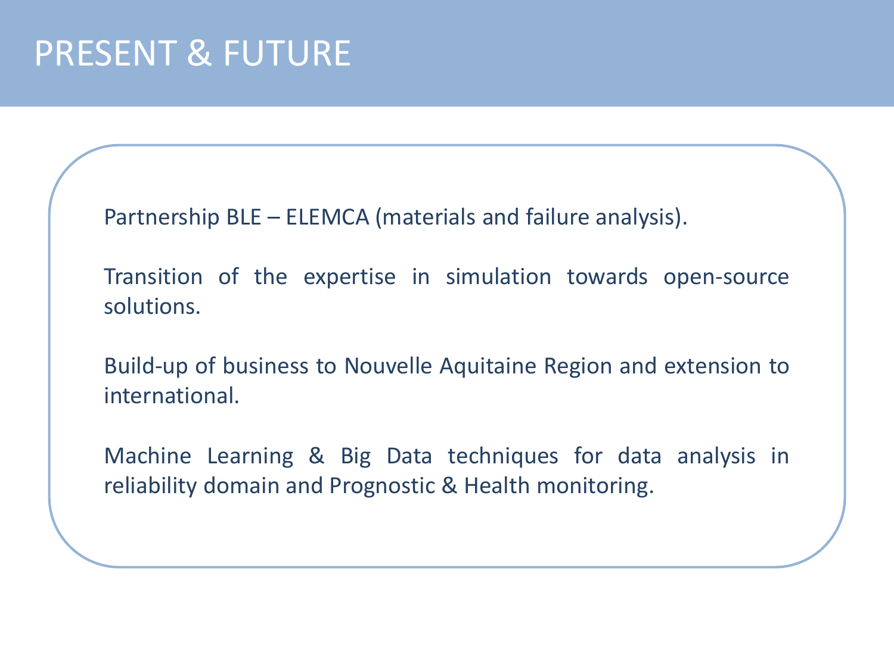# PRESENT & FUTURE

Partnership BLE – ELEMCA (materials and failure analysis).

Transition of the expertise in simulation towards open-source solutions.

Build-up of business to Nouvelle Aquitaine Region and extension to international.

Machine Learning & Big Data techniques for data analysis in reliability domain and Prognostic & Health monitoring.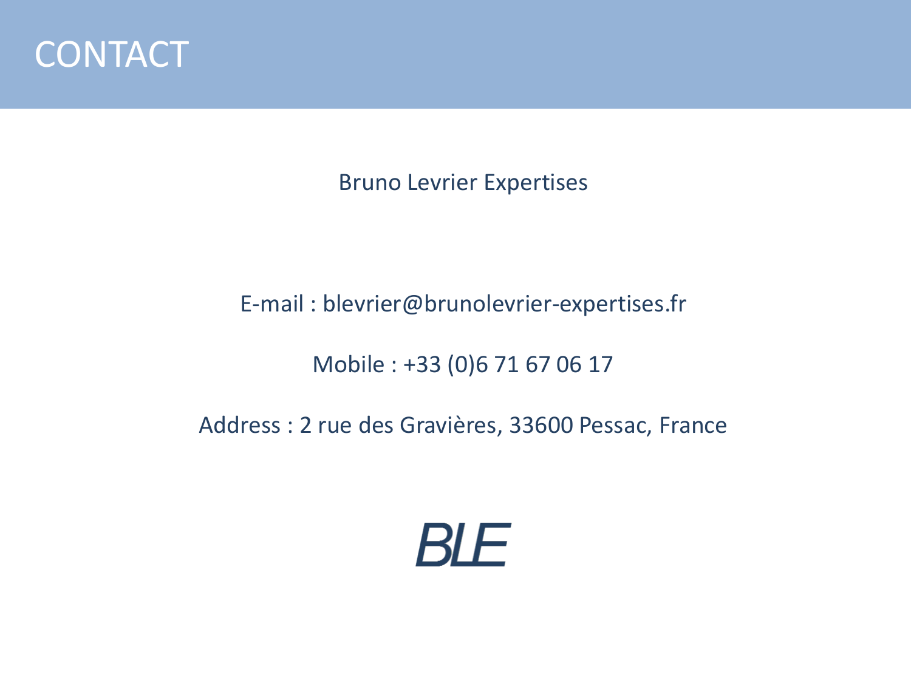# CONTACT

Bruno Levrier Expertises

E-mail : blevrier@brunolevrier-expertises.fr

Mobile : +33 (0)6 71 67 06 17

Address : 2 rue des Gravières, 33600 Pessac, France

BLE